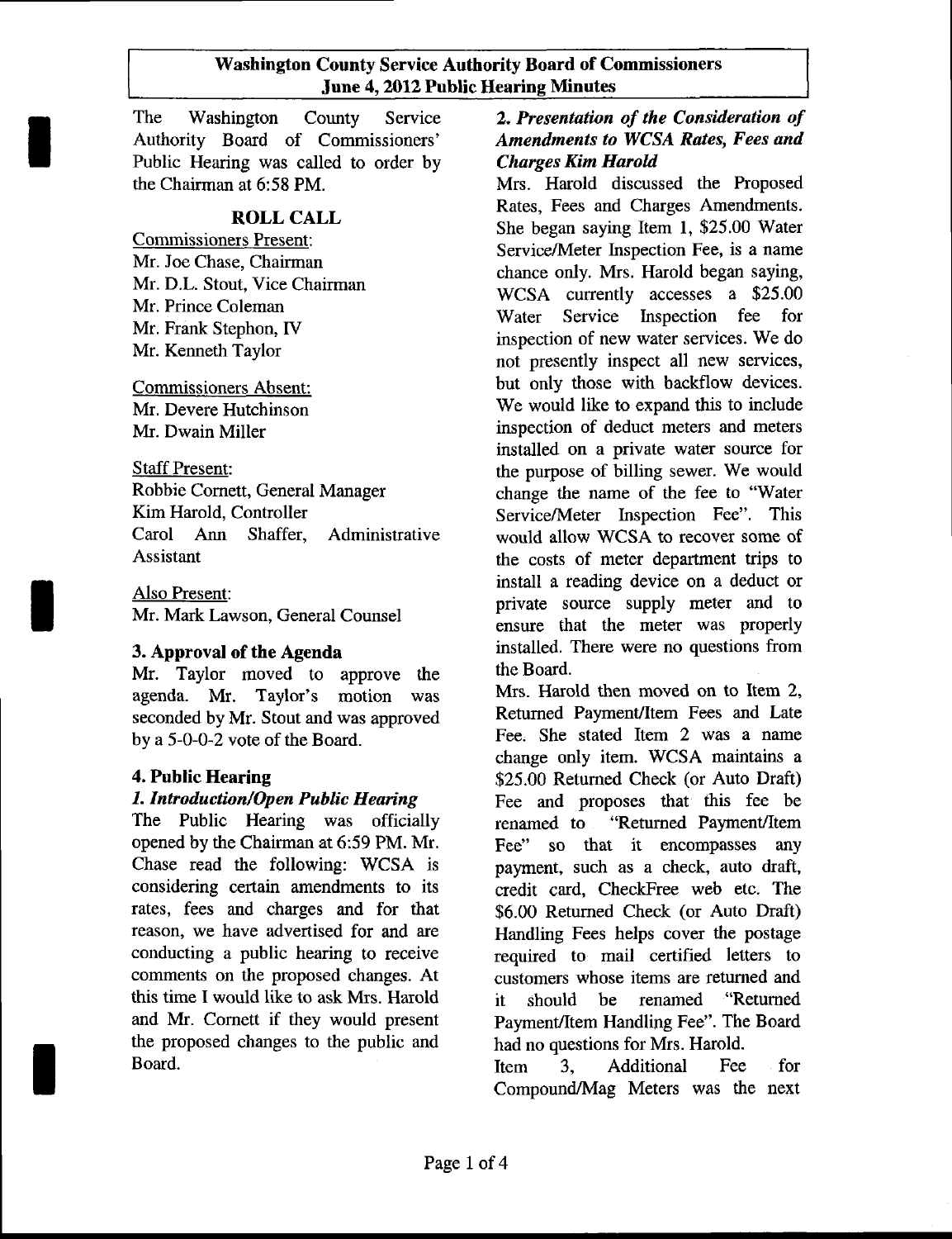# Washington County Service Authority Board of Commissioners
## June 4, 2012 Public Hearing Minutes

The Washington County Service Authority Board of Commissioners' Public Hearing was called to order by the Chairman at 6:58 PM.

## ROLL CALL

Commissioners Present:
Mr. Joe Chase, Chairman
Mr. D.L. Stout, Vice Chairman
Mr. Prince Coleman
Mr. Frank Stephon, IV
Mr. Kenneth Taylor

Commissioners Absent:
Mr. Devere Hutchinson
Mr. Dwain Miller

Staff Present:
Robbie Cornett, General Manager
Kim Harold, Controller
Carol Ann Shaffer, Administrative Assistant

Also Present:
Mr. Mark Lawson, General Counsel

### 3. Approval of the Agenda

Mr. Taylor moved to approve the agenda. Mr. Taylor's motion was seconded by Mr. Stout and was approved by a 5-0-0-2 vote of the Board.

### 4. Public Hearing

#### *1. Introduction/Open Public Hearing*

The Public Hearing was officially opened by the Chairman at 6:59 PM. Mr. Chase read the following: WCSA is considering certain amendments to its rates, fees and charges and for that reason, we have advertised for and are conducting a public hearing to receive comments on the proposed changes. At this time I would like to ask Mrs. Harold and Mr. Cornett if they would present the proposed changes to the public and Board.

#### *2. Presentation of the Consideration of Amendments to WCSA Rates, Fees and Charges Kim Harold*

Mrs. Harold discussed the Proposed Rates, Fees and Charges Amendments. She began saying Item 1, $25.00 Water Service/Meter Inspection Fee, is a name chance only. Mrs. Harold began saying, WCSA currently accesses a $25.00 Water Service Inspection fee for inspection of new water services. We do not presently inspect all new services, but only those with backflow devices. We would like to expand this to include inspection of deduct meters and meters installed on a private water source for the purpose of billing sewer. We would change the name of the fee to "Water Service/Meter Inspection Fee". This would allow WCSA to recover some of the costs of meter department trips to install a reading device on a deduct or private source supply meter and to ensure that the meter was properly installed. There were no questions from the Board.

Mrs. Harold then moved on to Item 2, Returned Payment/Item Fees and Late Fee. She stated Item 2 was a name change only item. WCSA maintains a $25.00 Returned Check (or Auto Draft) Fee and proposes that this fee be renamed to "Returned Payment/Item Fee" so that it encompasses any payment, such as a check, auto draft, credit card, CheckFree web etc. The $6.00 Returned Check (or Auto Draft) Handling Fees helps cover the postage required to mail certified letters to customers whose items are returned and it should be renamed "Returned Payment/Item Handling Fee". The Board had no questions for Mrs. Harold.

Item 3, Additional Fee for Compound/Mag Meters was the next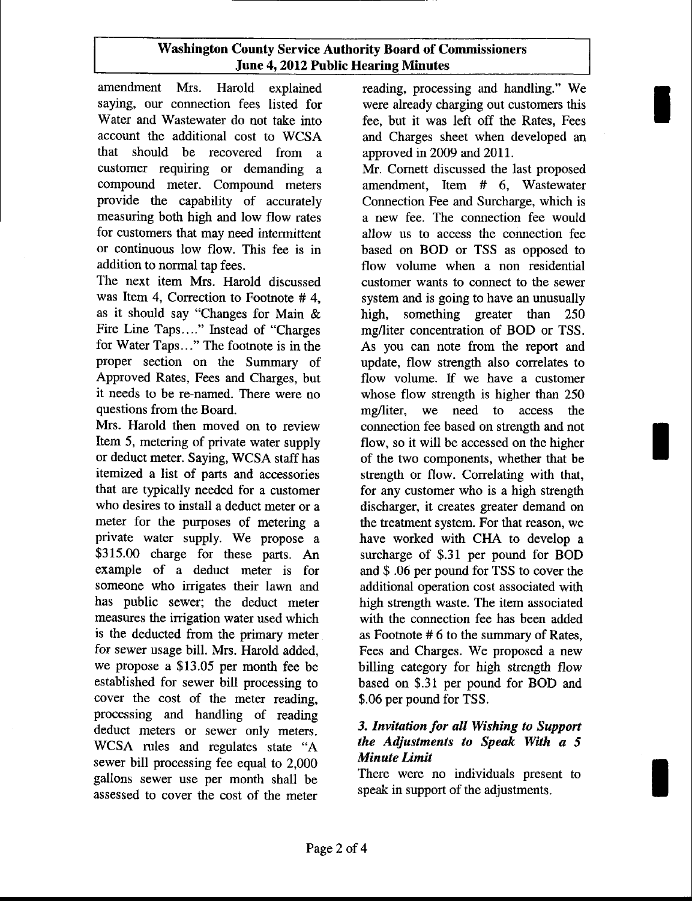amendment Mrs. Harold explained saying, our connection fees listed for Water and Wastewater do not take into account the additional cost to WCSA that should be recovered from a customer requiring or demanding a compound meter. Compound meters provide the capability of accurately measuring both high and low flow rates for customers that may need intermittent or continuous low flow. This fee is in addition to normal tap fees.

The next item Mrs. Harold discussed was Item 4, Correction to Footnote # 4, as it should say "Changes for Main & Fire Line Taps…." Instead of "Charges for Water Taps…" The footnote is in the proper section on the Summary of Approved Rates, Fees and Charges, but it needs to be re-named. There were no questions from the Board.

Mrs. Harold then moved on to review Item 5, metering of private water supply or deduct meter. Saying, WCSA staff has itemized a list of parts and accessories that are typically needed for a customer who desires to install a deduct meter or a meter for the purposes of metering a private water supply. We propose a $315.00 charge for these parts. An example of a deduct meter is for someone who irrigates their lawn and has public sewer; the deduct meter measures the irrigation water used which is the deducted from the primary meter for sewer usage bill. Mrs. Harold added, we propose a $13.05 per month fee be established for sewer bill processing to cover the cost of the meter reading, processing and handling of reading deduct meters or sewer only meters. WCSA rules and regulates state "A sewer bill processing fee equal to 2,000 gallons sewer use per month shall be assessed to cover the cost of the meter reading, processing and handling." We were already charging out customers this fee, but it was left off the Rates, Fees and Charges sheet when developed an approved in 2009 and 2011.

Mr. Cornett discussed the last proposed amendment, Item # 6, Wastewater Connection Fee and Surcharge, which is a new fee. The connection fee would allow us to access the connection fee based on BOD or TSS as opposed to flow volume when a non residential customer wants to connect to the sewer system and is going to have an unusually high, something greater than 250 mg/liter concentration of BOD or TSS. As you can note from the report and update, flow strength also correlates to flow volume. If we have a customer whose flow strength is higher than 250 mg/liter, we need to access the connection fee based on strength and not flow, so it will be accessed on the higher of the two components, whether that be strength or flow. Correlating with that, for any customer who is a high strength discharger, it creates greater demand on the treatment system. For that reason, we have worked with CHA to develop a surcharge of $.31 per pound for BOD and $ .06 per pound for TSS to cover the additional operation cost associated with high strength waste. The item associated with the connection fee has been added as Footnote # 6 to the summary of Rates, Fees and Charges. We proposed a new billing category for high strength flow based on $.31 per pound for BOD and $.06 per pound for TSS.

### *3. Invitation for all Wishing to Support the Adjustments to Speak With a 5 Minute Limit*

There were no individuals present to speak in support of the adjustments.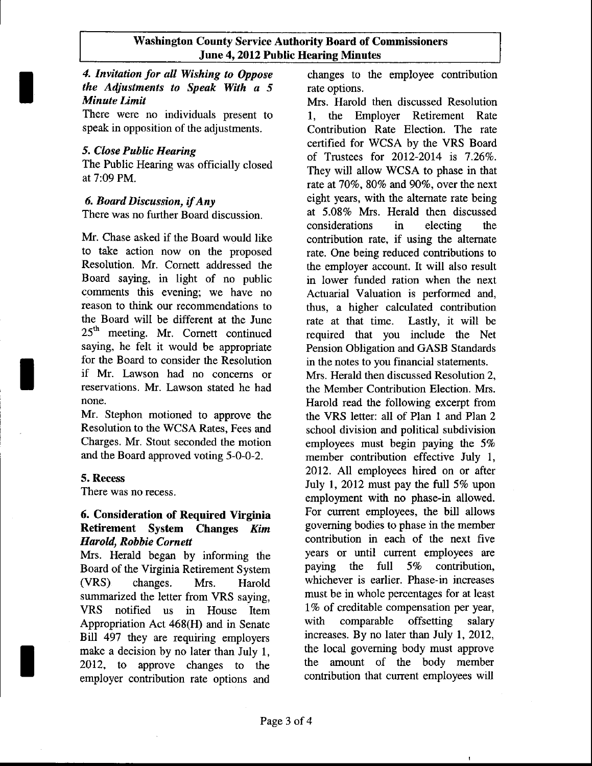### *4. Invitation for all Wishing to Oppose the Adjustments to Speak With a 5 Minute Limit*

There were no individuals present to speak in opposition of the adjustments.

### *5. Close Public Hearing*

The Public Hearing was officially closed at 7:09 PM.

### *6. Board Discussion, if Any*

There was no further Board discussion.

Mr. Chase asked if the Board would like to take action now on the proposed Resolution. Mr. Cornett addressed the Board saying, in light of no public comments this evening; we have no reason to think our recommendations to the Board will be different at the June 25th meeting. Mr. Cornett continued saying, he felt it would be appropriate for the Board to consider the Resolution if Mr. Lawson had no concerns or reservations. Mr. Lawson stated he had none.

Mr. Stephon motioned to approve the Resolution to the WCSA Rates, Fees and Charges. Mr. Stout seconded the motion and the Board approved voting 5-0-0-2.

### 5. Recess

There was no recess.

### 6. Consideration of Required Virginia Retirement System Changes *Kim Harold, Robbie Cornett*

Mrs. Herald began by informing the Board of the Virginia Retirement System (VRS) changes. Mrs. Harold summarized the letter from VRS saying, VRS notified us in House Item Appropriation Act 468(H) and in Senate Bill 497 they are requiring employers make a decision by no later than July 1, 2012, to approve changes to the employer contribution rate options and changes to the employee contribution rate options.

Mrs. Harold then discussed Resolution 1, the Employer Retirement Rate Contribution Rate Election. The rate certified for WCSA by the VRS Board of Trustees for 2012-2014 is 7.26%. They will allow WCSA to phase in that rate at 70%, 80% and 90%, over the next eight years, with the alternate rate being at 5.08% Mrs. Herald then discussed considerations in electing the contribution rate, if using the alternate rate. One being reduced contributions to the employer account. It will also result in lower funded ration when the next Actuarial Valuation is performed and, thus, a higher calculated contribution rate at that time. Lastly, it will be required that you include the Net Pension Obligation and GASB Standards in the notes to you financial statements.

Mrs. Herald then discussed Resolution 2, the Member Contribution Election. Mrs. Harold read the following excerpt from the VRS letter: all of Plan 1 and Plan 2 school division and political subdivision employees must begin paying the 5% member contribution effective July 1, 2012. All employees hired on or after July 1, 2012 must pay the full 5% upon employment with no phase-in allowed. For current employees, the bill allows governing bodies to phase in the member contribution in each of the next five years or until current employees are paying the full 5% contribution, whichever is earlier. Phase-in increases must be in whole percentages for at least 1% of creditable compensation per year, with comparable offsetting salary increases. By no later than July 1, 2012, the local governing body must approve the amount of the body member contribution that current employees will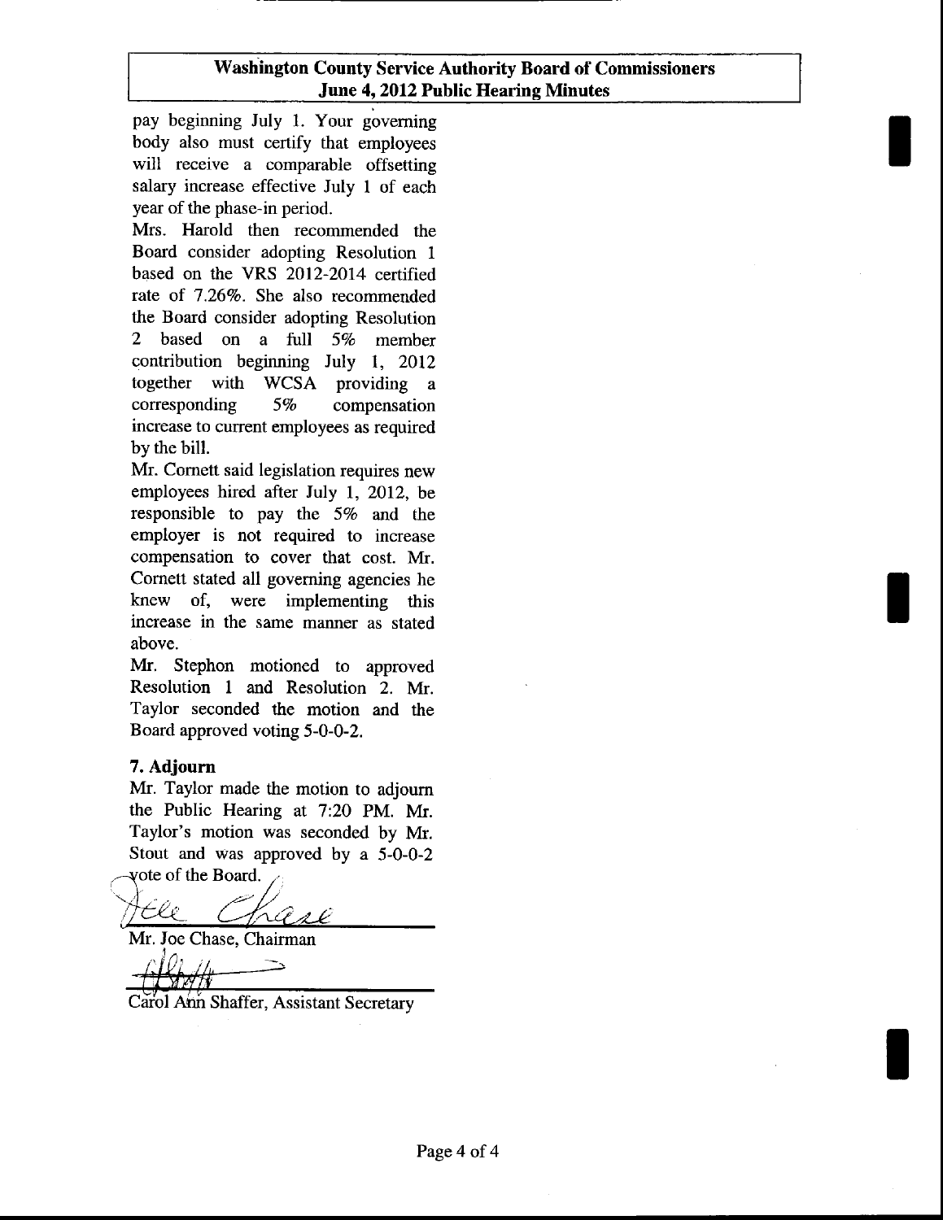pay beginning July 1. Your governing body also must certify that employees will receive a comparable offsetting salary increase effective July 1 of each year of the phase-in period.

Mrs. Harold then recommended the Board consider adopting Resolution 1 based on the VRS 2012-2014 certified rate of 7.26%. She also recommended the Board consider adopting Resolution 2 based on a full 5% member contribution beginning July 1, 2012 together with WCSA providing a corresponding 5% compensation increase to current employees as required by the bill.

Mr. Cornett said legislation requires new employees hired after July 1, 2012, be responsible to pay the 5% and the employer is not required to increase compensation to cover that cost. Mr. Cornett stated all governing agencies he knew of, were implementing this increase in the same manner as stated above.

Mr. Stephon motioned to approved Resolution 1 and Resolution 2. Mr. Taylor seconded the motion and the Board approved voting 5-0-0-2.

**7. Adjourn**

Mr. Taylor made the motion to adjourn the Public Hearing at 7:20 PM. Mr. Taylor's motion was seconded by Mr. Stout and was approved by a 5-0-0-2 vote of the Board.

Mr. Joe Chase, Chairman

Carol Ann Shaffer, Assistant Secretary